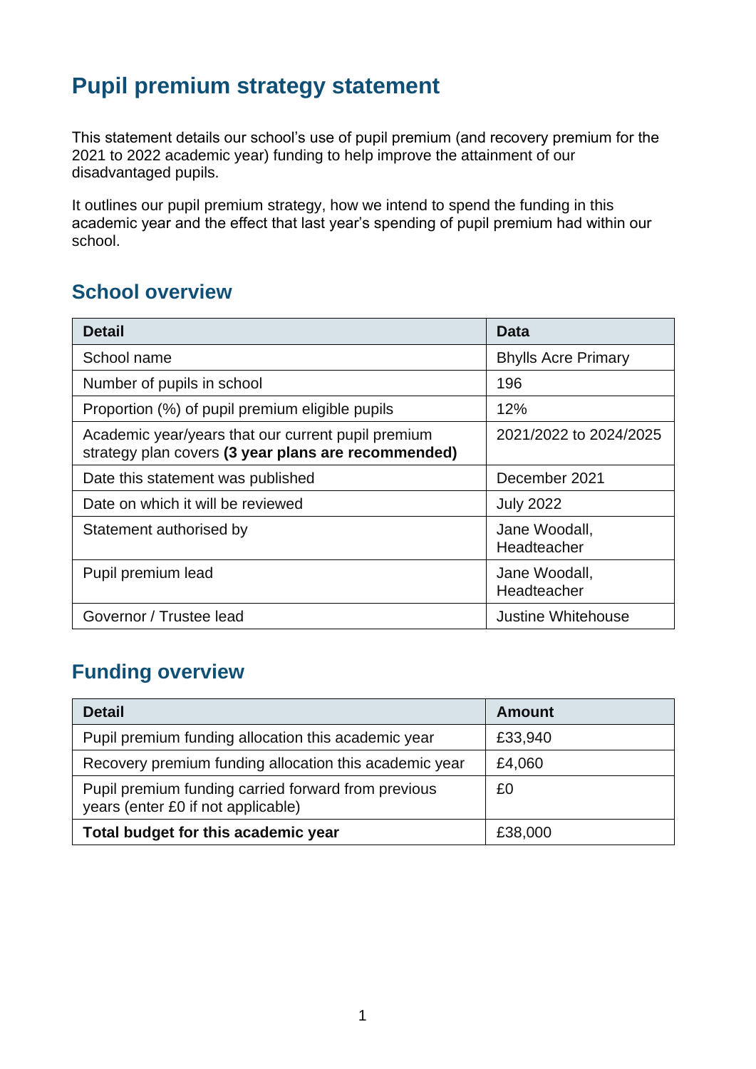# Pupil premium strategy statement

This statement details our school's use of pupil premium (and recovery premium for the 2021 to 2022 academic year) funding to help improve the attainment of our disadvantaged pupils.

It outlines our pupil premium strategy, how we intend to spend the funding in this academic year and the effect that last year's spending of pupil premium had within our school.

## School overview

| Detail | Data |
|---|---|
| School name | Bhylls Acre Primary |
| Number of pupils in school | 196 |
| Proportion (%) of pupil premium eligible pupils | 12% |
| Academic year/years that our current pupil premium strategy plan covers **(3 year plans are recommended)** | 2021/2022 to 2024/2025 |
| Date this statement was published | December 2021 |
| Date on which it will be reviewed | July 2022 |
| Statement authorised by | Jane Woodall, Headteacher |
| Pupil premium lead | Jane Woodall, Headteacher |
| Governor / Trustee lead | Justine Whitehouse |

## Funding overview

| Detail | Amount |
|---|---|
| Pupil premium funding allocation this academic year | £33,940 |
| Recovery premium funding allocation this academic year | £4,060 |
| Pupil premium funding carried forward from previous years (enter £0 if not applicable) | £0 |
| **Total budget for this academic year** | £38,000 |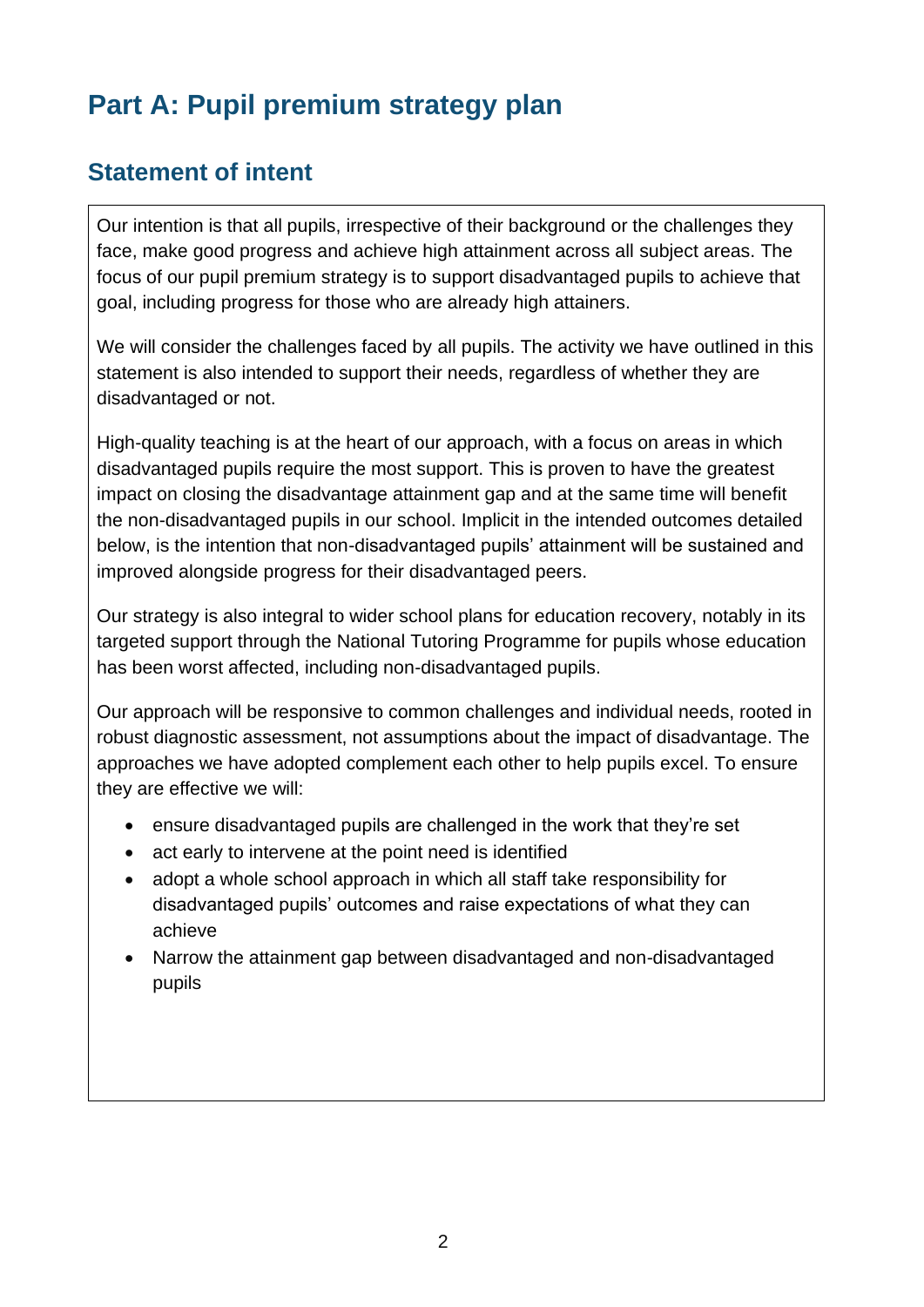# Part A: Pupil premium strategy plan

## Statement of intent

Our intention is that all pupils, irrespective of their background or the challenges they face, make good progress and achieve high attainment across all subject areas. The focus of our pupil premium strategy is to support disadvantaged pupils to achieve that goal, including progress for those who are already high attainers.

We will consider the challenges faced by all pupils. The activity we have outlined in this statement is also intended to support their needs, regardless of whether they are disadvantaged or not.

High-quality teaching is at the heart of our approach, with a focus on areas in which disadvantaged pupils require the most support. This is proven to have the greatest impact on closing the disadvantage attainment gap and at the same time will benefit the non-disadvantaged pupils in our school. Implicit in the intended outcomes detailed below, is the intention that non-disadvantaged pupils' attainment will be sustained and improved alongside progress for their disadvantaged peers.

Our strategy is also integral to wider school plans for education recovery, notably in its targeted support through the National Tutoring Programme for pupils whose education has been worst affected, including non-disadvantaged pupils.

Our approach will be responsive to common challenges and individual needs, rooted in robust diagnostic assessment, not assumptions about the impact of disadvantage. The approaches we have adopted complement each other to help pupils excel. To ensure they are effective we will:

- ensure disadvantaged pupils are challenged in the work that they're set
- act early to intervene at the point need is identified
- adopt a whole school approach in which all staff take responsibility for disadvantaged pupils' outcomes and raise expectations of what they can achieve
- Narrow the attainment gap between disadvantaged and non-disadvantaged pupils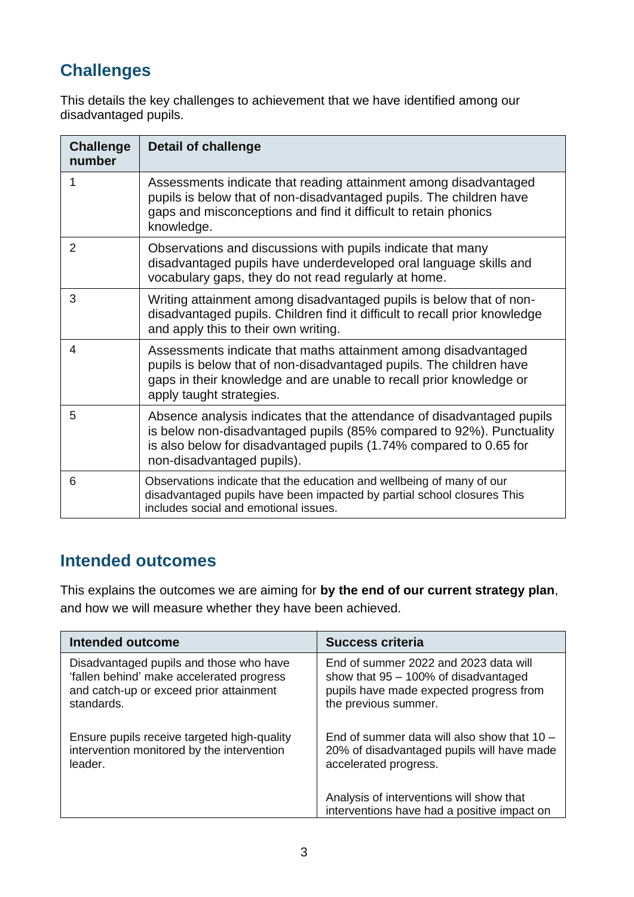## Challenges

This details the key challenges to achievement that we have identified among our disadvantaged pupils.

| Challenge number | Detail of challenge |
| --- | --- |
| 1 | Assessments indicate that reading attainment among disadvantaged pupils is below that of non-disadvantaged pupils. The children have gaps and misconceptions and find it difficult to retain phonics knowledge. |
| 2 | Observations and discussions with pupils indicate that many disadvantaged pupils have underdeveloped oral language skills and vocabulary gaps, they do not read regularly at home. |
| 3 | Writing attainment among disadvantaged pupils is below that of non-disadvantaged pupils. Children find it difficult to recall prior knowledge and apply this to their own writing. |
| 4 | Assessments indicate that maths attainment among disadvantaged pupils is below that of non-disadvantaged pupils. The children have gaps in their knowledge and are unable to recall prior knowledge or apply taught strategies. |
| 5 | Absence analysis indicates that the attendance of disadvantaged pupils is below non-disadvantaged pupils (85% compared to 92%). Punctuality is also below for disadvantaged pupils (1.74% compared to 0.65 for non-disadvantaged pupils). |
| 6 | Observations indicate that the education and wellbeing of many of our disadvantaged pupils have been impacted by partial school closures This includes social and emotional issues. |

## Intended outcomes

This explains the outcomes we are aiming for **by the end of our current strategy plan**, and how we will measure whether they have been achieved.

| Intended outcome | Success criteria |
| --- | --- |
| Disadvantaged pupils and those who have 'fallen behind' make accelerated progress and catch-up or exceed prior attainment standards.<br><br>Ensure pupils receive targeted high-quality intervention monitored by the intervention leader. | End of summer 2022 and 2023 data will show that 95 – 100% of disadvantaged pupils have made expected progress from the previous summer.<br><br>End of summer data will also show that 10 – 20% of disadvantaged pupils will have made accelerated progress.<br><br>Analysis of interventions will show that interventions have had a positive impact on |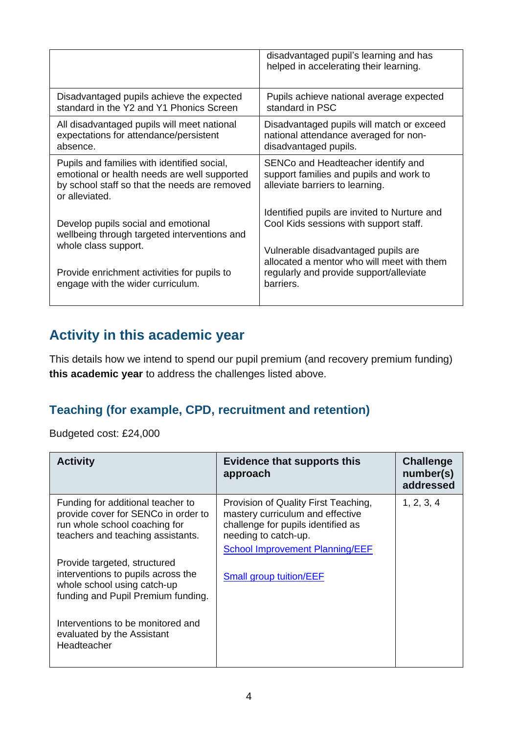| | |
|---|---|
| | disadvantaged pupil's learning and has helped in accelerating their learning. |
| Disadvantaged pupils achieve the expected standard in the Y2 and Y1 Phonics Screen | Pupils achieve national average expected standard in PSC |
| All disadvantaged pupils will meet national expectations for attendance/persistent absence. | Disadvantaged pupils will match or exceed national attendance averaged for non-disadvantaged pupils. |
| Pupils and families with identified social, emotional or health needs are well supported by school staff so that the needs are removed or alleviated.<br><br>Develop pupils social and emotional wellbeing through targeted interventions and whole class support.<br><br>Provide enrichment activities for pupils to engage with the wider curriculum. | SENCo and Headteacher identify and support families and pupils and work to alleviate barriers to learning.<br><br>Identified pupils are invited to Nurture and Cool Kids sessions with support staff.<br><br>Vulnerable disadvantaged pupils are allocated a mentor who will meet with them regularly and provide support/alleviate barriers. |

## Activity in this academic year

This details how we intend to spend our pupil premium (and recovery premium funding) **this academic year** to address the challenges listed above.

### Teaching (for example, CPD, recruitment and retention)

Budgeted cost: £24,000

| Activity | Evidence that supports this approach | Challenge number(s) addressed |
|---|---|---|
| Funding for additional teacher to provide cover for SENCo in order to run whole school coaching for teachers and teaching assistants.<br><br>Provide targeted, structured interventions to pupils across the whole school using catch-up funding and Pupil Premium funding.<br><br>Interventions to be monitored and evaluated by the Assistant Headteacher | Provision of Quality First Teaching, mastery curriculum and effective challenge for pupils identified as needing to catch-up.<br>School Improvement Planning/EEF<br><br>Small group tuition/EEF | 1, 2, 3, 4 |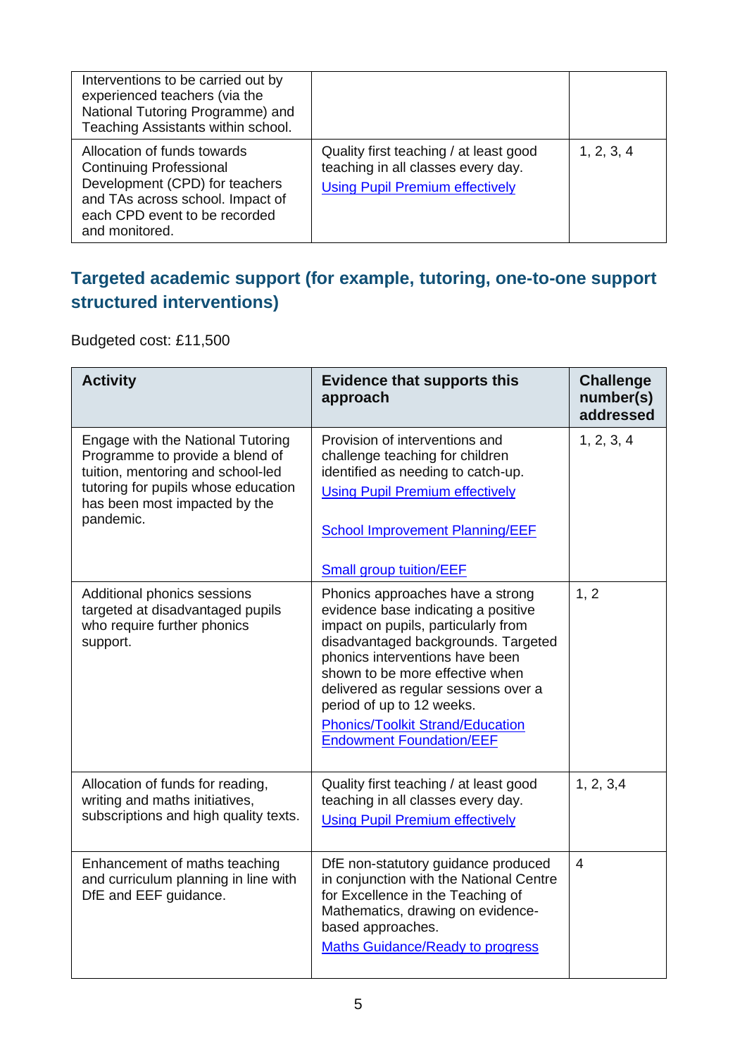| | | |
|---|---|---|
| Interventions to be carried out by experienced teachers (via the National Tutoring Programme) and Teaching Assistants within school. | | |
| Allocation of funds towards Continuing Professional Development (CPD) for teachers and TAs across school. Impact of each CPD event to be recorded and monitored. | Quality first teaching / at least good teaching in all classes every day. Using Pupil Premium effectively | 1, 2, 3, 4 |

## Targeted academic support (for example, tutoring, one-to-one support structured interventions)

Budgeted cost: £11,500

| Activity | Evidence that supports this approach | Challenge number(s) addressed |
|---|---|---|
| Engage with the National Tutoring Programme to provide a blend of tuition, mentoring and school-led tutoring for pupils whose education has been most impacted by the pandemic. | Provision of interventions and challenge teaching for children identified as needing to catch-up. Using Pupil Premium effectively<br><br>School Improvement Planning/EEF<br><br>Small group tuition/EEF | 1, 2, 3, 4 |
| Additional phonics sessions targeted at disadvantaged pupils who require further phonics support. | Phonics approaches have a strong evidence base indicating a positive impact on pupils, particularly from disadvantaged backgrounds. Targeted phonics interventions have been shown to be more effective when delivered as regular sessions over a period of up to 12 weeks. Phonics/Toolkit Strand/Education Endowment Foundation/EEF | 1, 2 |
| Allocation of funds for reading, writing and maths initiatives, subscriptions and high quality texts. | Quality first teaching / at least good teaching in all classes every day. Using Pupil Premium effectively | 1, 2, 3,4 |
| Enhancement of maths teaching and curriculum planning in line with DfE and EEF guidance. | DfE non-statutory guidance produced in conjunction with the National Centre for Excellence in the Teaching of Mathematics, drawing on evidence-based approaches. Maths Guidance/Ready to progress | 4 |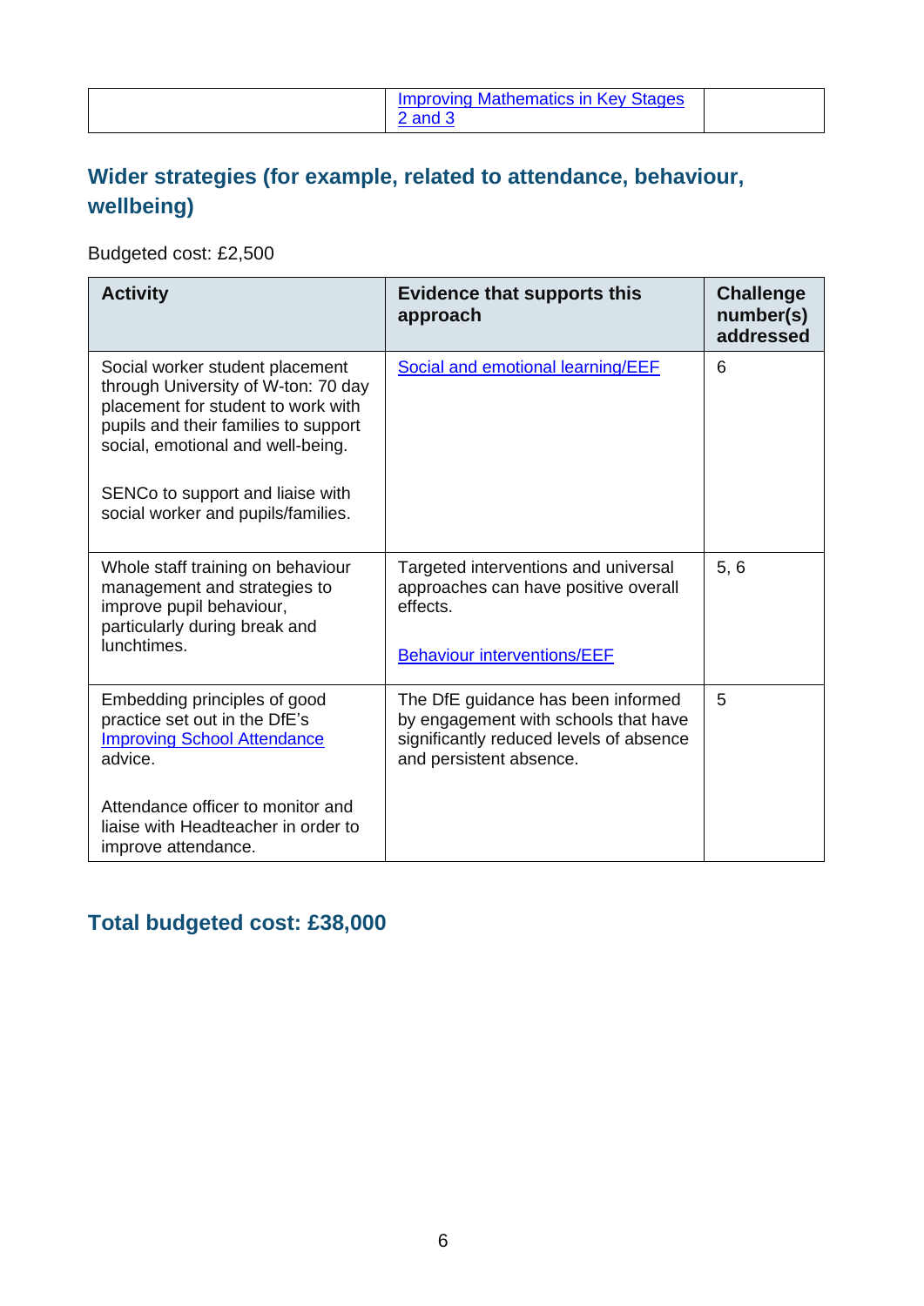| | Improving Mathematics in Key Stages 2 and 3 | |
|---|---|---|

## Wider strategies (for example, related to attendance, behaviour, wellbeing)

Budgeted cost: £2,500

| Activity | Evidence that supports this approach | Challenge number(s) addressed |
|---|---|---|
| Social worker student placement through University of W-ton: 70 day placement for student to work with pupils and their families to support social, emotional and well-being.<br><br>SENCo to support and liaise with social worker and pupils/families. | Social and emotional learning/EEF | 6 |
| Whole staff training on behaviour management and strategies to improve pupil behaviour, particularly during break and lunchtimes. | Targeted interventions and universal approaches can have positive overall effects.<br><br>Behaviour interventions/EEF | 5, 6 |
| Embedding principles of good practice set out in the DfE's Improving School Attendance advice.<br><br>Attendance officer to monitor and liaise with Headteacher in order to improve attendance. | The DfE guidance has been informed by engagement with schools that have significantly reduced levels of absence and persistent absence. | 5 |

## Total budgeted cost: £38,000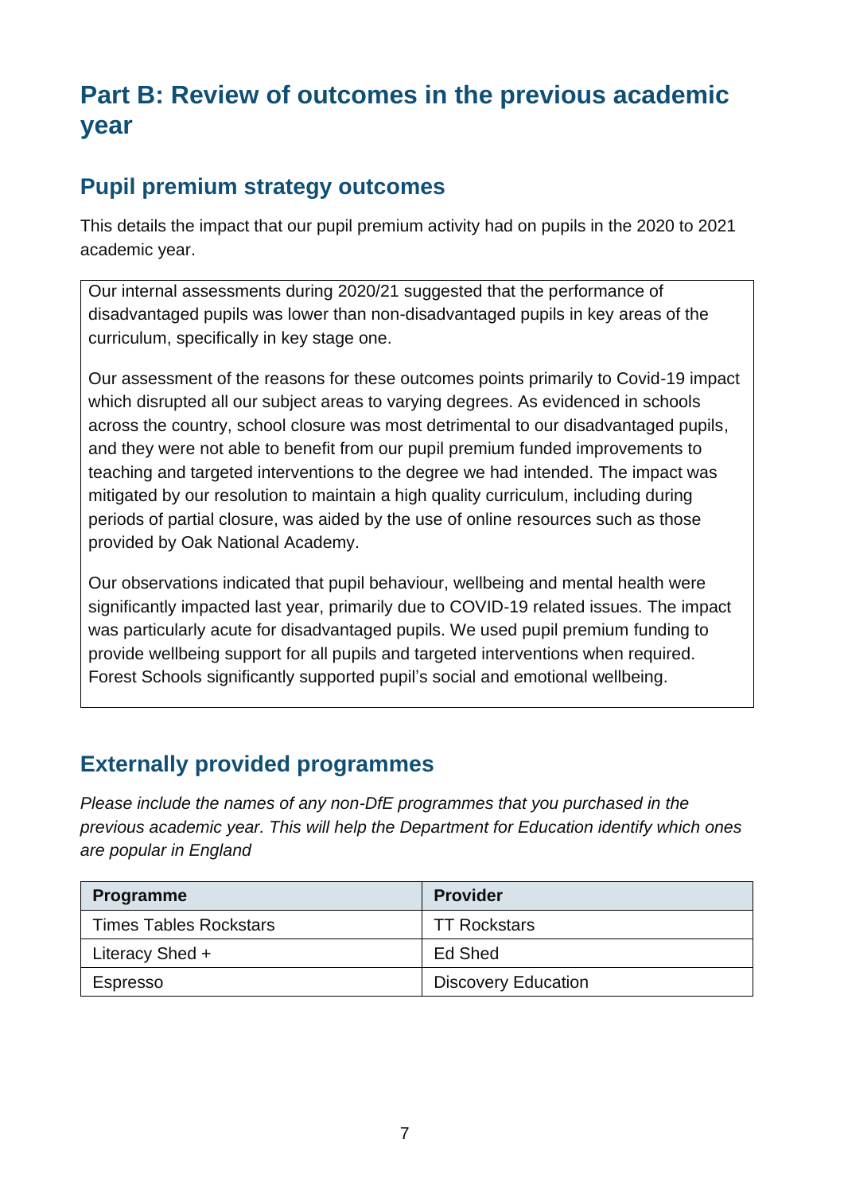# Part B: Review of outcomes in the previous academic year

## Pupil premium strategy outcomes

This details the impact that our pupil premium activity had on pupils in the 2020 to 2021 academic year.

Our internal assessments during 2020/21 suggested that the performance of disadvantaged pupils was lower than non-disadvantaged pupils in key areas of the curriculum, specifically in key stage one.

Our assessment of the reasons for these outcomes points primarily to Covid-19 impact which disrupted all our subject areas to varying degrees. As evidenced in schools across the country, school closure was most detrimental to our disadvantaged pupils, and they were not able to benefit from our pupil premium funded improvements to teaching and targeted interventions to the degree we had intended. The impact was mitigated by our resolution to maintain a high quality curriculum, including during periods of partial closure, was aided by the use of online resources such as those provided by Oak National Academy.

Our observations indicated that pupil behaviour, wellbeing and mental health were significantly impacted last year, primarily due to COVID-19 related issues. The impact was particularly acute for disadvantaged pupils. We used pupil premium funding to provide wellbeing support for all pupils and targeted interventions when required. Forest Schools significantly supported pupil's social and emotional wellbeing.

## Externally provided programmes

*Please include the names of any non-DfE programmes that you purchased in the previous academic year. This will help the Department for Education identify which ones are popular in England*

| Programme | Provider |
| --- | --- |
| Times Tables Rockstars | TT Rockstars |
| Literacy Shed + | Ed Shed |
| Espresso | Discovery Education |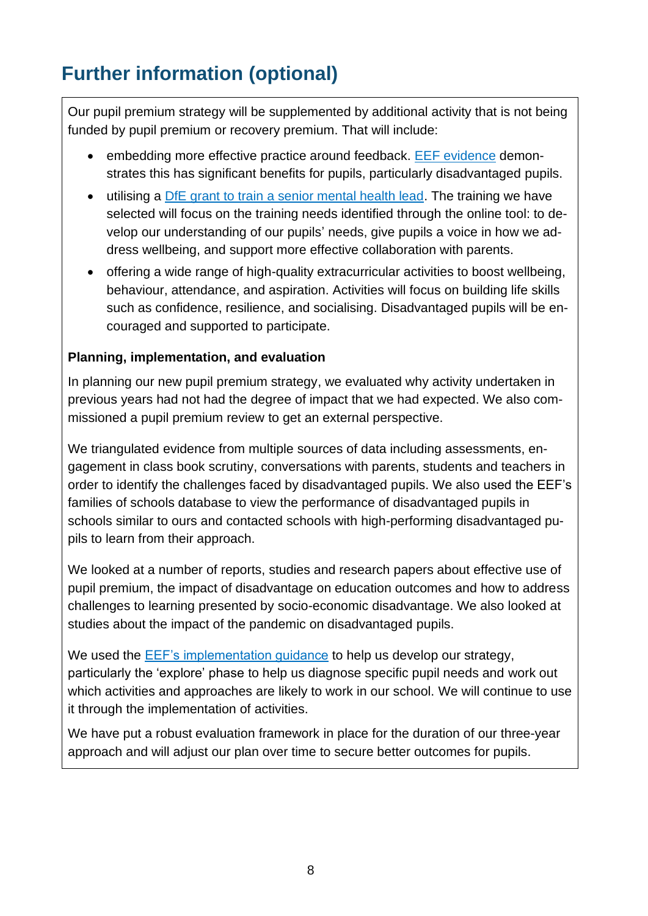## Further information (optional)

Our pupil premium strategy will be supplemented by additional activity that is not being funded by pupil premium or recovery premium. That will include:

- embedding more effective practice around feedback. [EEF evidence](#) demonstrates this has significant benefits for pupils, particularly disadvantaged pupils.
- utilising a [DfE grant to train a senior mental health lead](#). The training we have selected will focus on the training needs identified through the online tool: to develop our understanding of our pupils' needs, give pupils a voice in how we address wellbeing, and support more effective collaboration with parents.
- offering a wide range of high-quality extracurricular activities to boost wellbeing, behaviour, attendance, and aspiration. Activities will focus on building life skills such as confidence, resilience, and socialising. Disadvantaged pupils will be encouraged and supported to participate.

**Planning, implementation, and evaluation**

In planning our new pupil premium strategy, we evaluated why activity undertaken in previous years had not had the degree of impact that we had expected. We also commissioned a pupil premium review to get an external perspective.

We triangulated evidence from multiple sources of data including assessments, engagement in class book scrutiny, conversations with parents, students and teachers in order to identify the challenges faced by disadvantaged pupils. We also used the EEF's families of schools database to view the performance of disadvantaged pupils in schools similar to ours and contacted schools with high-performing disadvantaged pupils to learn from their approach.

We looked at a number of reports, studies and research papers about effective use of pupil premium, the impact of disadvantage on education outcomes and how to address challenges to learning presented by socio-economic disadvantage. We also looked at studies about the impact of the pandemic on disadvantaged pupils.

We used the [EEF's implementation guidance](#) to help us develop our strategy, particularly the 'explore' phase to help us diagnose specific pupil needs and work out which activities and approaches are likely to work in our school. We will continue to use it through the implementation of activities.

We have put a robust evaluation framework in place for the duration of our three-year approach and will adjust our plan over time to secure better outcomes for pupils.